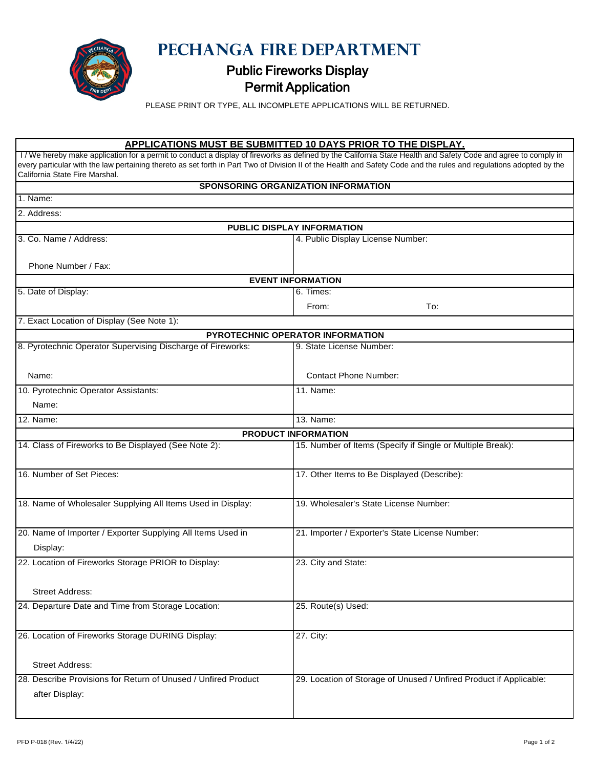# PECHANGA FIRE DEPARTMENT

## Public Fireworks Display Permit Application

PLEASE PRINT OR TYPE, ALL INCOMPLETE APPLICATIONS WILL BE RETURNED.

**APPLICATIONS MUST BE SUBMITTED 10 DAYS PRIOR TO THE DISPLAY.**

I / We hereby make application for a permit to conduct a display of fireworks as defined by the California State Health and Safety Code and agree to comply in every particular with the law pertaining thereto as set forth in Part Two of Division II of the Health and Safety Code and the rules and regulations adopted by the California State Fire Marshal.

| SPONSORING ORGANIZATION INFORMATION | |
|---|---|
| 1. Name: | |
| 2. Address: | |

| PUBLIC DISPLAY INFORMATION | |
|---|---|
| 3. Co. Name / Address:<br><br>Phone Number / Fax: | 4. Public Display License Number: |

| EVENT INFORMATION | |
|---|---|
| 5. Date of Display: | 6. Times:<br>From: To: |
| 7. Exact Location of Display (See Note 1): | |

| PYROTECHNIC OPERATOR INFORMATION | |
|---|---|
| 8. Pyrotechnic Operator Supervising Discharge of Fireworks:<br><br>Name: | 9. State License Number:<br><br>Contact Phone Number: |
| 10. Pyrotechnic Operator Assistants:<br>Name: | 11. Name: |
| 12. Name: | 13. Name: |

| PRODUCT INFORMATION | |
|---|---|
| 14. Class of Fireworks to Be Displayed (See Note 2): | 15. Number of Items (Specify if Single or Multiple Break): |
| 16. Number of Set Pieces: | 17. Other Items to Be Displayed (Describe): |
| 18. Name of Wholesaler Supplying All Items Used in Display: | 19. Wholesaler's State License Number: |
| 20. Name of Importer / Exporter Supplying All Items Used in Display: | 21. Importer / Exporter's State License Number: |
| 22. Location of Fireworks Storage PRIOR to Display:<br><br>Street Address: | 23. City and State: |
| 24. Departure Date and Time from Storage Location: | 25. Route(s) Used: |
| 26. Location of Fireworks Storage DURING Display:<br><br>Street Address: | 27. City: |
| 28. Describe Provisions for Return of Unused / Unfired Product after Display: | 29. Location of Storage of Unused / Unfired Product if Applicable: |

PFD P-018 (Rev. 1/4/22)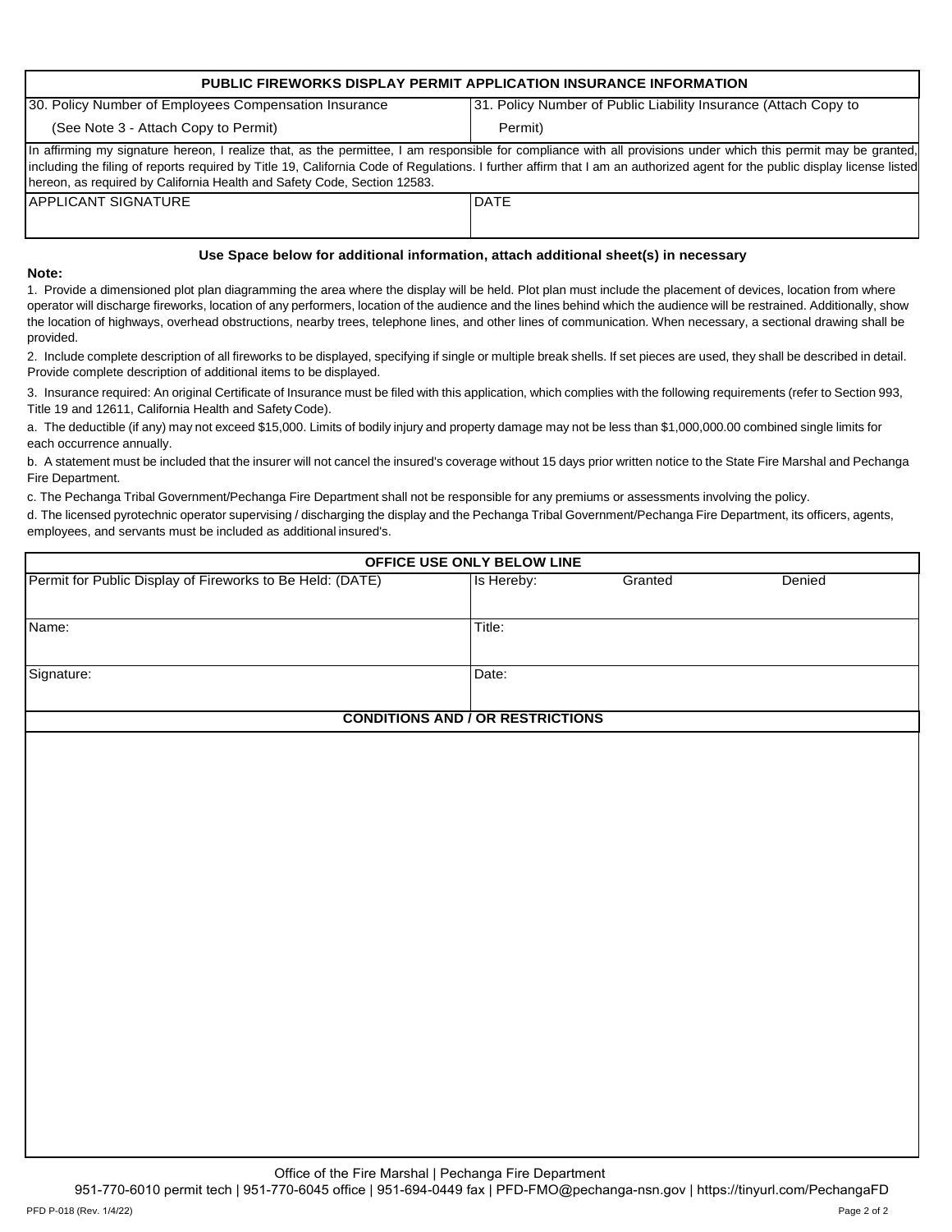| PUBLIC FIREWORKS DISPLAY PERMIT APPLICATION INSURANCE INFORMATION | |
|---|---|
| 30. Policy Number of Employees Compensation Insurance (See Note 3 - Attach Copy to Permit) | 31. Policy Number of Public Liability Insurance (Attach Copy to Permit) |
| In affirming my signature hereon, I realize that, as the permittee, I am responsible for compliance with all provisions under which this permit may be granted, including the filing of reports required by Title 19, California Code of Regulations. I further affirm that I am an authorized agent for the public display license listed hereon, as required by California Health and Safety Code, Section 12583. | |
| APPLICANT SIGNATURE | DATE |

**Use Space below for additional information, attach additional sheet(s) in necessary**

**Note:**

1. Provide a dimensioned plot plan diagramming the area where the display will be held. Plot plan must include the placement of devices, location from where operator will discharge fireworks, location of any performers, location of the audience and the lines behind which the audience will be restrained. Additionally, show the location of highways, overhead obstructions, nearby trees, telephone lines, and other lines of communication. When necessary, a sectional drawing shall be provided.

2. Include complete description of all fireworks to be displayed, specifying if single or multiple break shells. If set pieces are used, they shall be described in detail. Provide complete description of additional items to be displayed.

3. Insurance required: An original Certificate of Insurance must be filed with this application, which complies with the following requirements (refer to Section 993, Title 19 and 12611, California Health and Safety Code).

a. The deductible (if any) may not exceed $15,000. Limits of bodily injury and property damage may not be less than $1,000,000.00 combined single limits for each occurrence annually.

b. A statement must be included that the insurer will not cancel the insured's coverage without 15 days prior written notice to the State Fire Marshal and Pechanga Fire Department.

c. The Pechanga Tribal Government/Pechanga Fire Department shall not be responsible for any premiums or assessments involving the policy.

d. The licensed pyrotechnic operator supervising / discharging the display and the Pechanga Tribal Government/Pechanga Fire Department, its officers, agents, employees, and servants must be included as additional insured's.

| OFFICE USE ONLY BELOW LINE | |
|---|---|
| Permit for Public Display of Fireworks to Be Held: (DATE) | Is Hereby: Granted Denied |
| Name: | Title: |
| Signature: | Date: |
| **CONDITIONS AND / OR RESTRICTIONS** | |

Office of the Fire Marshal | Pechanga Fire Department

951-770-6010 permit tech | 951-770-6045 office | 951-694-0449 fax | PFD-FMO@pechanga-nsn.gov | https://tinyurl.com/PechangaFD

PFD P-018 (Rev. 1/4/22)